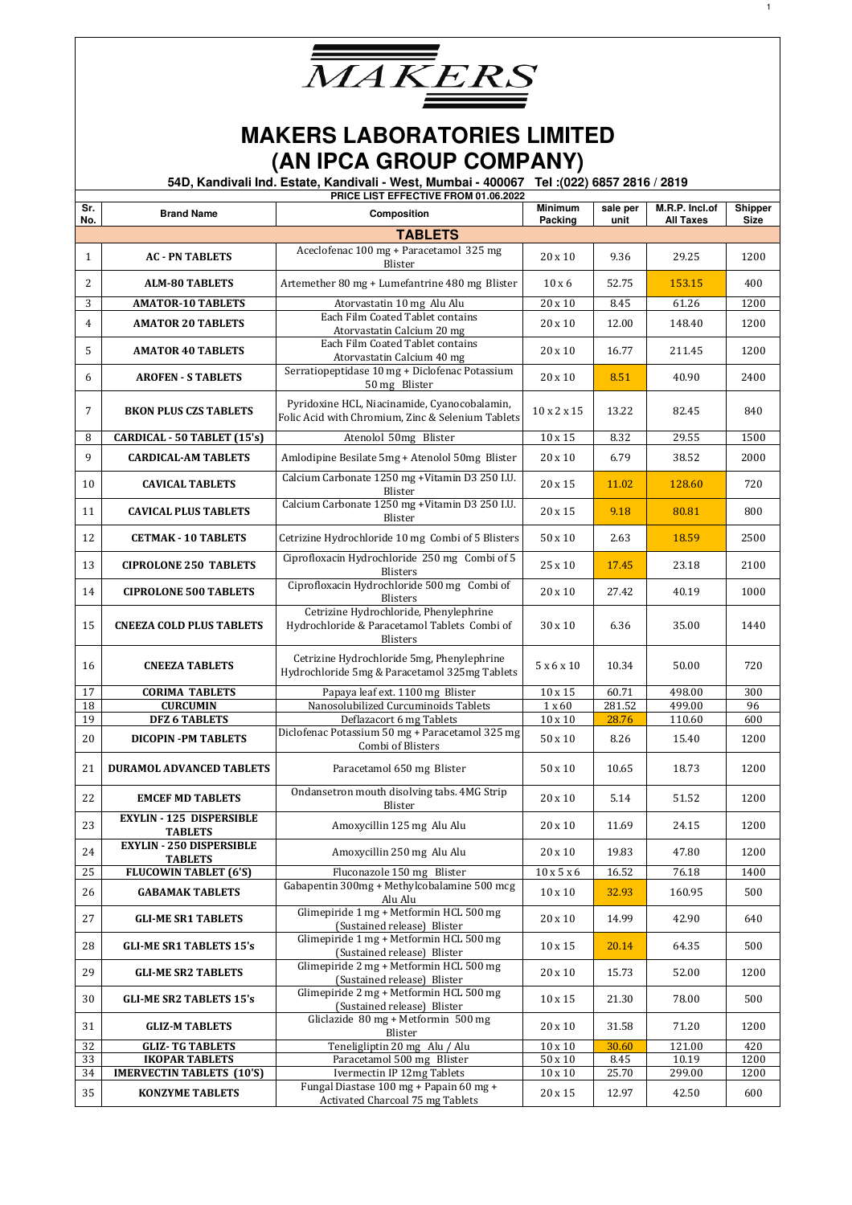# MAKERS

# MAKERS LABORATORIES LIMITED
# (AN IPCA GROUP COMPANY)

**54D, Kandivali Ind. Estate, Kandivali - West, Mumbai - 400067 Tel :(022) 6857 2816 / 2819**

**PRICE LIST EFFECTIVE FROM 01.06.2022**

| Sr. No. | Brand Name | Composition | Minimum Packing | sale per unit | M.R.P. Incl.of All Taxes | Shipper Size |
|---|---|---|---|---|---|---|
| | | **TABLETS** | | | | |
| 1 | **AC - PN TABLETS** | Aceclofenac 100 mg + Paracetamol 325 mg Blister | 20 x 10 | 9.36 | 29.25 | 1200 |
| 2 | **ALM-80 TABLETS** | Artemether 80 mg + Lumefantrine 480 mg Blister | 10 x 6 | 52.75 | 153.15 | 400 |
| 3 | **AMATOR-10 TABLETS** | Atorvastatin 10 mg Alu Alu | 20 x 10 | 8.45 | 61.26 | 1200 |
| 4 | **AMATOR 20 TABLETS** | Each Film Coated Tablet contains Atorvastatin Calcium 20 mg | 20 x 10 | 12.00 | 148.40 | 1200 |
| 5 | **AMATOR 40 TABLETS** | Each Film Coated Tablet contains Atorvastatin Calcium 40 mg | 20 x 10 | 16.77 | 211.45 | 1200 |
| 6 | **AROFEN - S TABLETS** | Serratiopeptidase 10 mg + Diclofenac Potassium 50 mg Blister | 20 x 10 | 8.51 | 40.90 | 2400 |
| 7 | **BKON PLUS CZS TABLETS** | Pyridoxine HCL, Niacinamide, Cyanocobalamin, Folic Acid with Chromium, Zinc & Selenium Tablets | 10 x 2 x 15 | 13.22 | 82.45 | 840 |
| 8 | **CARDICAL - 50 TABLET (15's)** | Atenolol 50mg Blister | 10 x 15 | 8.32 | 29.55 | 1500 |
| 9 | **CARDICAL-AM TABLETS** | Amlodipine Besilate 5mg + Atenolol 50mg Blister | 20 x 10 | 6.79 | 38.52 | 2000 |
| 10 | **CAVICAL TABLETS** | Calcium Carbonate 1250 mg +Vitamin D3 250 I.U. Blister | 20 x 15 | 11.02 | 128.60 | 720 |
| 11 | **CAVICAL PLUS TABLETS** | Calcium Carbonate 1250 mg +Vitamin D3 250 I.U. Blister | 20 x 15 | 9.18 | 80.81 | 800 |
| 12 | **CETMAK - 10 TABLETS** | Cetrizine Hydrochloride 10 mg Combi of 5 Blisters | 50 x 10 | 2.63 | 18.59 | 2500 |
| 13 | **CIPROLONE 250 TABLETS** | Ciprofloxacin Hydrochloride 250 mg Combi of 5 Blisters | 25 x 10 | 17.45 | 23.18 | 2100 |
| 14 | **CIPROLONE 500 TABLETS** | Ciprofloxacin Hydrochloride 500 mg Combi of Blisters | 20 x 10 | 27.42 | 40.19 | 1000 |
| 15 | **CNEEZA COLD PLUS TABLETS** | Cetrizine Hydrochloride, Phenylephrine Hydrochloride & Paracetamol Tablets Combi of Blisters | 30 x 10 | 6.36 | 35.00 | 1440 |
| 16 | **CNEEZA TABLETS** | Cetrizine Hydrochloride 5mg, Phenylephrine Hydrochloride 5mg & Paracetamol 325mg Tablets | 5 x 6 x 10 | 10.34 | 50.00 | 720 |
| 17 | **CORIMA TABLETS** | Papaya leaf ext. 1100 mg Blister | 10 x 15 | 60.71 | 498.00 | 300 |
| 18 | **CURCUMIN** | Nanosolubilized Curcuminoids Tablets | 1 x 60 | 281.52 | 499.00 | 96 |
| 19 | **DFZ 6 TABLETS** | Deflazacort 6 mg Tablets | 10 x 10 | 28.76 | 110.60 | 600 |
| 20 | **DICOPIN -PM TABLETS** | Diclofenac Potassium 50 mg + Paracetamol 325 mg Combi of Blisters | 50 x 10 | 8.26 | 15.40 | 1200 |
| 21 | **DURAMOL ADVANCED TABLETS** | Paracetamol 650 mg Blister | 50 x 10 | 10.65 | 18.73 | 1200 |
| 22 | **EMCEF MD TABLETS** | Ondansetron mouth disolving tabs. 4MG Strip Blister | 20 x 10 | 5.14 | 51.52 | 1200 |
| 23 | **EXYLIN - 125 DISPERSIBLE TABLETS** | Amoxycillin 125 mg Alu Alu | 20 x 10 | 11.69 | 24.15 | 1200 |
| 24 | **EXYLIN - 250 DISPERSIBLE TABLETS** | Amoxycillin 250 mg Alu Alu | 20 x 10 | 19.83 | 47.80 | 1200 |
| 25 | **FLUCOWIN TABLET (6'S)** | Fluconazole 150 mg Blister | 10 x 5 x 6 | 16.52 | 76.18 | 1400 |
| 26 | **GABAMAK TABLETS** | Gabapentin 300mg + Methylcobalamine 500 mcg Alu Alu | 10 x 10 | 32.93 | 160.95 | 500 |
| 27 | **GLI-ME SR1 TABLETS** | Glimepiride 1 mg + Metformin HCL 500 mg (Sustained release) Blister | 20 x 10 | 14.99 | 42.90 | 640 |
| 28 | **GLI-ME SR1 TABLETS 15's** | Glimepiride 1 mg + Metformin HCL 500 mg (Sustained release) Blister | 10 x 15 | 20.14 | 64.35 | 500 |
| 29 | **GLI-ME SR2 TABLETS** | Glimepiride 2 mg + Metformin HCL 500 mg (Sustained release) Blister | 20 x 10 | 15.73 | 52.00 | 1200 |
| 30 | **GLI-ME SR2 TABLETS 15's** | Glimepiride 2 mg + Metformin HCL 500 mg (Sustained release) Blister | 10 x 15 | 21.30 | 78.00 | 500 |
| 31 | **GLIZ-M TABLETS** | Gliclazide 80 mg + Metformin 500 mg Blister | 20 x 10 | 31.58 | 71.20 | 1200 |
| 32 | **GLIZ- TG TABLETS** | Teneligliptin 20 mg Alu / Alu | 10 x 10 | 30.60 | 121.00 | 420 |
| 33 | **IKOPAR TABLETS** | Paracetamol 500 mg Blister | 50 x 10 | 8.45 | 10.19 | 1200 |
| 34 | **IMERVECTIN TABLETS (10'S)** | Ivermectin IP 12mg Tablets | 10 x 10 | 25.70 | 299.00 | 1200 |
| 35 | **KONZYME TABLETS** | Fungal Diastase 100 mg + Papain 60 mg + Activated Charcoal 75 mg Tablets | 20 x 15 | 12.97 | 42.50 | 600 |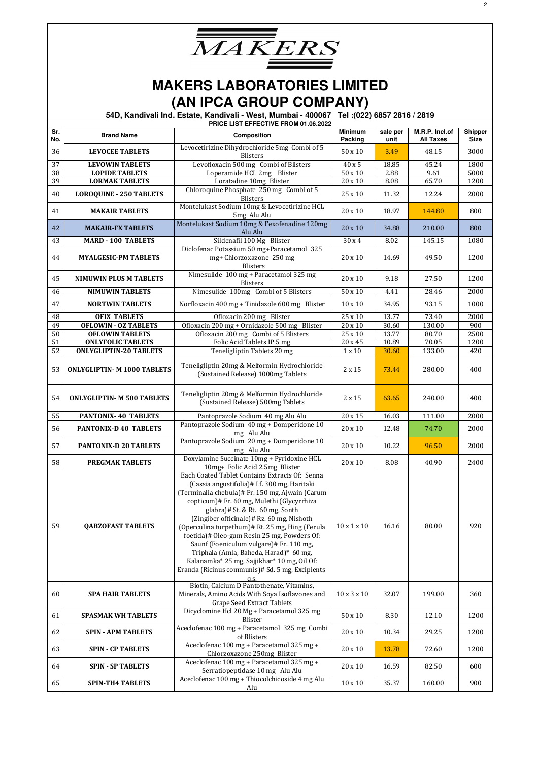# MAKERS LABORATORIES LIMITED
# (AN IPCA GROUP COMPANY)

**54D, Kandivali Ind. Estate, Kandivali - West, Mumbai - 400067 Tel :(022) 6857 2816 / 2819**

**PRICE LIST EFFECTIVE FROM 01.06.2022**

| Sr. No. | Brand Name | Composition | Minimum Packing | sale per unit | M.R.P. Incl.of All Taxes | Shipper Size |
|---|---|---|---|---|---|---|
| 36 | LEVOCEE TABLETS | Levocetirizine Dihydrochloride 5mg Combi of 5 Blisters | 50 x 10 | 3.49 | 48.15 | 3000 |
| 37 | LEVOWIN TABLETS | Levofloxacin 500 mg Combi of Blisters | 40 x 5 | 18.85 | 45.24 | 1800 |
| 38 | LOPIDE TABLETS | Loperamide HCL 2mg Blister | 50 x 10 | 2.88 | 9.61 | 5000 |
| 39 | LORMAK TABLETS | Loratadine 10mg Blister | 20 x 10 | 8.08 | 65.70 | 1200 |
| 40 | LOROQUINE - 250 TABLETS | Chloroquine Phosphate 250 mg Combi of 5 Blisters | 25 x 10 | 11.32 | 12.24 | 2000 |
| 41 | MAKAIR TABLETS | Montelukast Sodium 10mg & Levocetirizine HCL 5mg Alu Alu | 20 x 10 | 18.97 | 144.80 | 800 |
| 42 | MAKAIR-FX TABLETS | Montelukast Sodium 10mg & Fexofenadine 120mg Alu Alu | 20 x 10 | 34.88 | 210.00 | 800 |
| 43 | MARD - 100 TABLETS | Sildenafil 100 Mg Blister | 30 x 4 | 8.02 | 145.15 | 1080 |
| 44 | MYALGESIC-PM TABLETS | Diclofenac Potassium 50 mg+Paracetamol 325 mg+ Chlorzoxazone 250 mg Blisters | 20 x 10 | 14.69 | 49.50 | 1200 |
| 45 | NIMUWIN PLUS M TABLETS | Nimesulide 100 mg + Paracetamol 325 mg Blisters | 20 x 10 | 9.18 | 27.50 | 1200 |
| 46 | NIMUWIN TABLETS | Nimesulide 100mg Combi of 5 Blisters | 50 x 10 | 4.41 | 28.46 | 2000 |
| 47 | NORTWIN TABLETS | Norfloxacin 400 mg + Tinidazole 600 mg Blister | 10 x 10 | 34.95 | 93.15 | 1000 |
| 48 | OFIX TABLETS | Ofloxacin 200 mg Blister | 25 x 10 | 13.77 | 73.40 | 2000 |
| 49 | OFLOWIN - OZ TABLETS | Ofloxacin 200 mg + Ornidazole 500 mg Blister | 20 x 10 | 30.60 | 130.00 | 900 |
| 50 | OFLOWIN TABLETS | Ofloxacin 200 mg Combi of 5 Blisters | 25 x 10 | 13.77 | 80.70 | 2500 |
| 51 | ONLYFOLIC TABLETS | Folic Acid Tablets IP 5 mg | 20 x 45 | 10.89 | 70.05 | 1200 |
| 52 | ONLYGLIPTIN-20 TABLETS | Teneligliptin Tablets 20 mg | 1 x 10 | 30.60 | 133.00 | 420 |
| 53 | ONLYGLIPTIN- M 1000 TABLETS | Teneligliptin 20mg & Melformin Hydrochloride (Sustained Release) 1000mg Tablets | 2 x 15 | 73.44 | 280.00 | 400 |
| 54 | ONLYGLIPTIN- M 500 TABLETS | Teneligliptin 20mg & Melformin Hydrochloride (Sustained Release) 500mg Tablets | 2 x 15 | 63.65 | 240.00 | 400 |
| 55 | PANTONIX- 40 TABLETS | Pantoprazole Sodium 40 mg Alu Alu | 20 x 15 | 16.03 | 111.00 | 2000 |
| 56 | PANTONIX-D 40 TABLETS | Pantoprazole Sodium 40 mg + Domperidone 10 mg Alu Alu | 20 x 10 | 12.48 | 74.70 | 2000 |
| 57 | PANTONIX-D 20 TABLETS | Pantoprazole Sodium 20 mg + Domperidone 10 mg Alu Alu | 20 x 10 | 10.22 | 96.50 | 2000 |
| 58 | PREGMAK TABLETS | Doxylamine Succinate 10mg + Pyridoxine HCL 10mg+ Folic Acid 2.5mg Blister | 20 x 10 | 8.08 | 40.90 | 2400 |
| 59 | QABZOFAST TABLETS | Each Coated Tablet Contains Extracts Of: Senna (Cassia angustifolia)# Lf. 300 mg, Haritaki (Terminalia chebula)# Fr. 150 mg, Ajwain (Carum copticum)# Fr. 60 mg, Mulethi (Glycyrrhiza glabra)# St. & Rt. 60 mg, Sonth (Zingiber officinale)# Rz. 60 mg, Nishoth (Operculina turpethum)# Rt. 25 mg, Hing (Ferula foetida)# Oleo-gum Resin 25 mg, Powders Of: Saunf (Foeniculum vulgare)# Fr. 110 mg, Triphala (Amla, Baheda, Harad)* 60 mg, Kalanamka* 25 mg, Sajjikhar* 10 mg, Oil Of: Eranda (Ricinus communis)# Sd. 5 mg, Excipients q.s. | 10 x 1 x 10 | 16.16 | 80.00 | 920 |
| 60 | SPA HAIR TABLETS | Biotin, Calcium D Pantothenate, Vitamins, Minerals, Amino Acids With Soya Isoflavones and Grape Seed Extract Tablets | 10 x 3 x 10 | 32.07 | 199.00 | 360 |
| 61 | SPASMAK WH TABLETS | Dicyclomine Hcl 20 Mg + Paracetamol 325 mg Blister | 50 x 10 | 8.30 | 12.10 | 1200 |
| 62 | SPIN - APM TABLETS | Aceclofenac 100 mg + Paracetamol 325 mg Combi of Blisters | 20 x 10 | 10.34 | 29.25 | 1200 |
| 63 | SPIN - CP TABLETS | Aceclofenac 100 mg + Paracetamol 325 mg + Chlorzoxazone 250mg Blister | 20 x 10 | 13.78 | 72.60 | 1200 |
| 64 | SPIN - SP TABLETS | Aceclofenac 100 mg + Paracetamol 325 mg + Serratiopeptidase 10 mg Alu Alu | 20 x 10 | 16.59 | 82.50 | 600 |
| 65 | SPIN-TH4 TABLETS | Aceclofenac 100 mg + Thiocolchicoside 4 mg Alu Alu | 10 x 10 | 35.37 | 160.00 | 900 |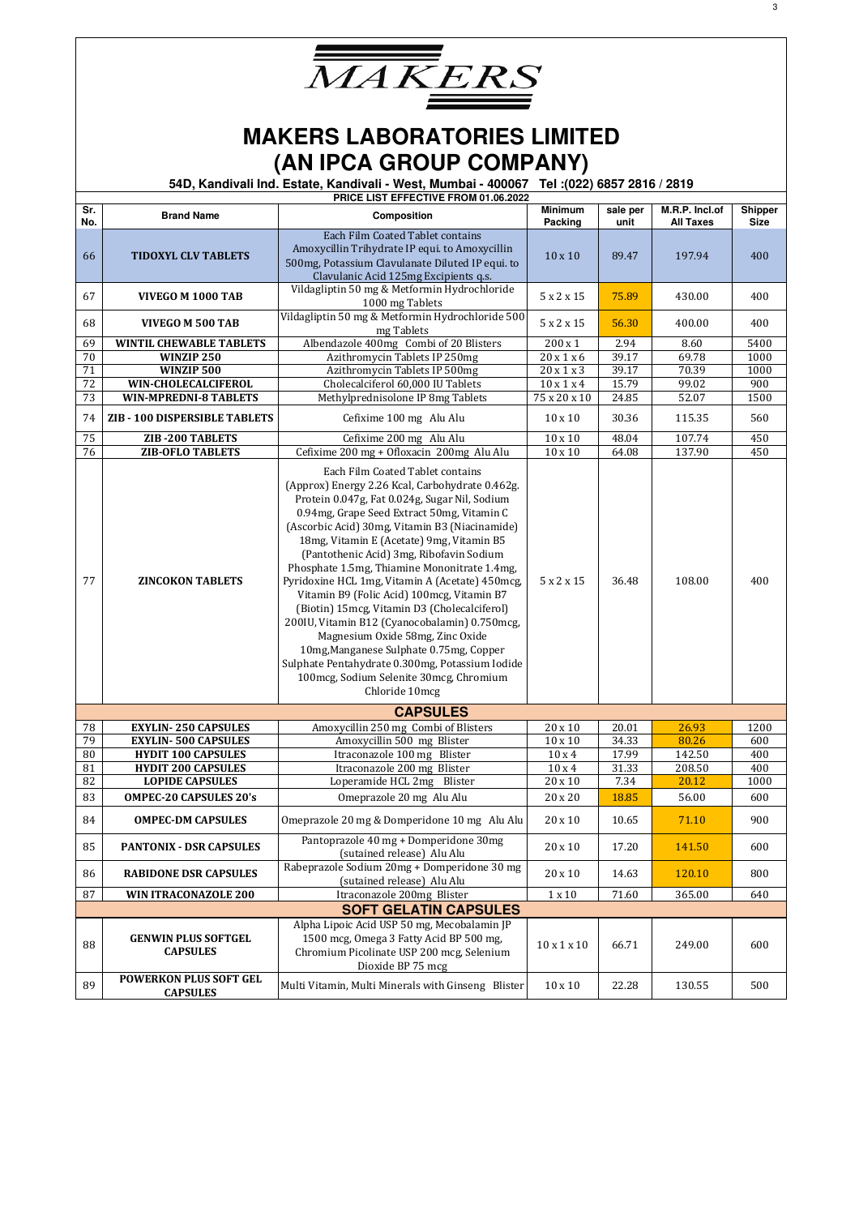# MAKERS

# MAKERS LABORATORIES LIMITED
# (AN IPCA GROUP COMPANY)

**54D, Kandivali Ind. Estate, Kandivali - West, Mumbai - 400067 Tel :(022) 6857 2816 / 2819**

**PRICE LIST EFFECTIVE FROM 01.06.2022**

| Sr. No. | Brand Name | Composition | Minimum Packing | sale per unit | M.R.P. Incl.of All Taxes | Shipper Size |
|---|---|---|---|---|---|---|
| 66 | **TIDOXYL CLV TABLETS** | Each Film Coated Tablet contains Amoxycillin Trihydrate IP equi. to Amoxycillin 500mg, Potassium Clavulanate Diluted IP equi. to Clavulanic Acid 125mg Excipients q.s. | 10 x 10 | 89.47 | 197.94 | 400 |
| 67 | **VIVEGO M 1000 TAB** | Vildagliptin 50 mg & Metformin Hydrochloride 1000 mg Tablets | 5 x 2 x 15 | 75.89 | 430.00 | 400 |
| 68 | **VIVEGO M 500 TAB** | Vildagliptin 50 mg & Metformin Hydrochloride 500 mg Tablets | 5 x 2 x 15 | 56.30 | 400.00 | 400 |
| 69 | **WINTIL CHEWABLE TABLETS** | Albendazole 400mg Combi of 20 Blisters | 200 x 1 | 2.94 | 8.60 | 5400 |
| 70 | **WINZIP 250** | Azithromycin Tablets IP 250mg | 20 x 1 x 6 | 39.17 | 69.78 | 1000 |
| 71 | **WINZIP 500** | Azithromycin Tablets IP 500mg | 20 x 1 x 3 | 39.17 | 70.39 | 1000 |
| 72 | **WIN-CHOLECALCIFEROL** | Cholecalciferol 60,000 IU Tablets | 10 x 1 x 4 | 15.79 | 99.02 | 900 |
| 73 | **WIN-MPREDNI-8 TABLETS** | Methylprednisolone IP 8mg Tablets | 75 x 20 x 10 | 24.85 | 52.07 | 1500 |
| 74 | **ZIB - 100 DISPERSIBLE TABLETS** | Cefixime 100 mg Alu Alu | 10 x 10 | 30.36 | 115.35 | 560 |
| 75 | **ZIB -200 TABLETS** | Cefixime 200 mg Alu Alu | 10 x 10 | 48.04 | 107.74 | 450 |
| 76 | **ZIB-OFLO TABLETS** | Cefixime 200 mg + Ofloxacin 200mg Alu Alu | 10 x 10 | 64.08 | 137.90 | 450 |
| 77 | **ZINCOKON TABLETS** | Each Film Coated Tablet contains (Approx) Energy 2.26 Kcal, Carbohydrate 0.462g. Protein 0.047g, Fat 0.024g, Sugar Nil, Sodium 0.94mg, Grape Seed Extract 50mg, Vitamin C (Ascorbic Acid) 30mg, Vitamin B3 (Niacinamide) 18mg, Vitamin E (Acetate) 9mg, Vitamin B5 (Pantothenic Acid) 3mg, Ribofavin Sodium Phosphate 1.5mg, Thiamine Mononitrate 1.4mg, Pyridoxine HCL 1mg, Vitamin A (Acetate) 450mcg, Vitamin B9 (Folic Acid) 100mcg, Vitamin B7 (Biotin) 15mcg, Vitamin D3 (Cholecalciferol) 200IU, Vitamin B12 (Cyanocobalamin) 0.750mcg, Magnesium Oxide 58mg, Zinc Oxide 10mg,Manganese Sulphate 0.75mg, Copper Sulphate Pentahydrate 0.300mg, Potassium Iodide 100mcg, Sodium Selenite 30mcg, Chromium Chloride 10mcg | 5 x 2 x 15 | 36.48 | 108.00 | 400 |
| | | **CAPSULES** | | | | |
| 78 | **EXYLIN- 250 CAPSULES** | Amoxycillin 250 mg Combi of Blisters | 20 x 10 | 20.01 | 26.93 | 1200 |
| 79 | **EXYLIN- 500 CAPSULES** | Amoxycillin 500 mg Blister | 10 x 10 | 34.33 | 80.26 | 600 |
| 80 | **HYDIT 100 CAPSULES** | Itraconazole 100 mg Blister | 10 x 4 | 17.99 | 142.50 | 400 |
| 81 | **HYDIT 200 CAPSULES** | Itraconazole 200 mg Blister | 10 x 4 | 31.33 | 208.50 | 400 |
| 82 | **LOPIDE CAPSULES** | Loperamide HCL 2mg Blister | 20 x 10 | 7.34 | 20.12 | 1000 |
| 83 | **OMPEC-20 CAPSULES 20's** | Omeprazole 20 mg Alu Alu | 20 x 20 | 18.85 | 56.00 | 600 |
| 84 | **OMPEC-DM CAPSULES** | Omeprazole 20 mg & Domperidone 10 mg Alu Alu | 20 x 10 | 10.65 | 71.10 | 900 |
| 85 | **PANTONIX - DSR CAPSULES** | Pantoprazole 40 mg + Domperidone 30mg (sutained release) Alu Alu | 20 x 10 | 17.20 | 141.50 | 600 |
| 86 | **RABIDONE DSR CAPSULES** | Rabeprazole Sodium 20mg + Domperidone 30 mg (sutained release) Alu Alu | 20 x 10 | 14.63 | 120.10 | 800 |
| 87 | **WIN ITRACONAZOLE 200** | Itraconazole 200mg Blister | 1 x 10 | 71.60 | 365.00 | 640 |
| | | **SOFT GELATIN CAPSULES** | | | | |
| 88 | **GENWIN PLUS SOFTGEL CAPSULES** | Alpha Lipoic Acid USP 50 mg, Mecobalamin JP 1500 mcg, Omega 3 Fatty Acid BP 500 mg, Chromium Picolinate USP 200 mcg, Selenium Dioxide BP 75 mcg | 10 x 1 x 10 | 66.71 | 249.00 | 600 |
| 89 | **POWERKON PLUS SOFT GEL CAPSULES** | Multi Vitamin, Multi Minerals with Ginseng Blister | 10 x 10 | 22.28 | 130.55 | 500 |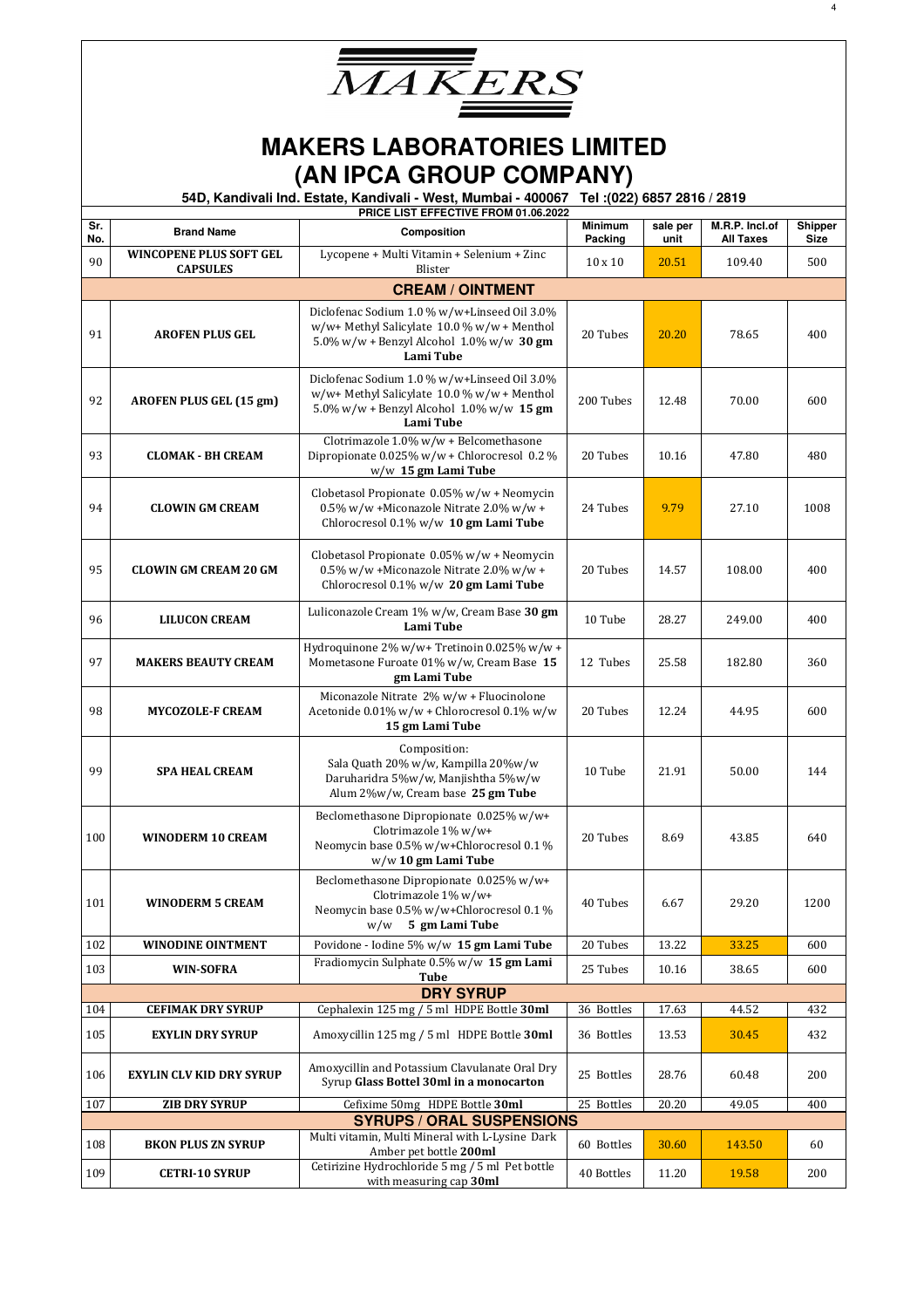# MAKERS

# MAKERS LABORATORIES LIMITED
# (AN IPCA GROUP COMPANY)

**54D, Kandivali Ind. Estate, Kandivali - West, Mumbai - 400067 Tel :(022) 6857 2816 / 2819**

**PRICE LIST EFFECTIVE FROM 01.06.2022**

| Sr. No. | Brand Name | Composition | Minimum Packing | sale per unit | M.R.P. Incl.of All Taxes | Shipper Size |
|---|---|---|---|---|---|---|
| 90 | **WINCOPENE PLUS SOFT GEL CAPSULES** | Lycopene + Multi Vitamin + Selenium + Zinc Blister | 10 x 10 | 20.51 | 109.40 | 500 |
| **CREAM / OINTMENT** | | | | | | |
| 91 | **AROFEN PLUS GEL** | Diclofenac Sodium 1.0 % w/w+Linseed Oil 3.0% w/w+ Methyl Salicylate 10.0 % w/w + Menthol 5.0% w/w + Benzyl Alcohol 1.0% w/w **30 gm Lami Tube** | 20 Tubes | 20.20 | 78.65 | 400 |
| 92 | **AROFEN PLUS GEL (15 gm)** | Diclofenac Sodium 1.0 % w/w+Linseed Oil 3.0% w/w+ Methyl Salicylate 10.0 % w/w + Menthol 5.0% w/w + Benzyl Alcohol 1.0% w/w **15 gm Lami Tube** | 200 Tubes | 12.48 | 70.00 | 600 |
| 93 | **CLOMAK - BH CREAM** | Clotrimazole 1.0% w/w + Belcomethasone Dipropionate 0.025% w/w + Chlorocresol 0.2 % w/w **15 gm Lami Tube** | 20 Tubes | 10.16 | 47.80 | 480 |
| 94 | **CLOWIN GM CREAM** | Clobetasol Propionate 0.05% w/w + Neomycin 0.5% w/w +Miconazole Nitrate 2.0% w/w + Chlorocresol 0.1% w/w **10 gm Lami Tube** | 24 Tubes | 9.79 | 27.10 | 1008 |
| 95 | **CLOWIN GM CREAM 20 GM** | Clobetasol Propionate 0.05% w/w + Neomycin 0.5% w/w +Miconazole Nitrate 2.0% w/w + Chlorocresol 0.1% w/w **20 gm Lami Tube** | 20 Tubes | 14.57 | 108.00 | 400 |
| 96 | **LILUCON CREAM** | Luliconazole Cream 1% w/w, Cream Base **30 gm Lami Tube** | 10 Tube | 28.27 | 249.00 | 400 |
| 97 | **MAKERS BEAUTY CREAM** | Hydroquinone 2% w/w+ Tretinoin 0.025% w/w + Mometasone Furoate 01% w/w, Cream Base **15 gm Lami Tube** | 12 Tubes | 25.58 | 182.80 | 360 |
| 98 | **MYCOZOLE-F CREAM** | Miconazole Nitrate 2% w/w + Fluocinolone Acetonide 0.01% w/w + Chlorocresol 0.1% w/w **15 gm Lami Tube** | 20 Tubes | 12.24 | 44.95 | 600 |
| 99 | **SPA HEAL CREAM** | Composition: Sala Quath 20% w/w, Kampilla 20%w/w Daruharidra 5%w/w, Manjishtha 5%w/w Alum 2%w/w, Cream base **25 gm Tube** | 10 Tube | 21.91 | 50.00 | 144 |
| 100 | **WINODERM 10 CREAM** | Beclomethasone Dipropionate 0.025% w/w+ Clotrimazole 1% w/w+ Neomycin base 0.5% w/w+Chlorocresol 0.1 % w/w **10 gm Lami Tube** | 20 Tubes | 8.69 | 43.85 | 640 |
| 101 | **WINODERM 5 CREAM** | Beclomethasone Dipropionate 0.025% w/w+ Clotrimazole 1% w/w+ Neomycin base 0.5% w/w+Chlorocresol 0.1 % w/w **5 gm Lami Tube** | 40 Tubes | 6.67 | 29.20 | 1200 |
| 102 | **WINODINE OINTMENT** | Povidone - Iodine 5% w/w **15 gm Lami Tube** | 20 Tubes | 13.22 | 33.25 | 600 |
| 103 | **WIN-SOFRA** | Fradiomycin Sulphate 0.5% w/w **15 gm Lami Tube** | 25 Tubes | 10.16 | 38.65 | 600 |
| **DRY SYRUP** | | | | | | |
| 104 | **CEFIMAK DRY SYRUP** | Cephalexin 125 mg / 5 ml HDPE Bottle **30ml** | 36 Bottles | 17.63 | 44.52 | 432 |
| 105 | **EXYLIN DRY SYRUP** | Amoxycillin 125 mg / 5 ml HDPE Bottle **30ml** | 36 Bottles | 13.53 | 30.45 | 432 |
| 106 | **EXYLIN CLV KID DRY SYRUP** | Amoxycillin and Potassium Clavulanate Oral Dry Syrup **Glass Bottel 30ml in a monocarton** | 25 Bottles | 28.76 | 60.48 | 200 |
| 107 | **ZIB DRY SYRUP** | Cefixime 50mg HDPE Bottle **30ml** | 25 Bottles | 20.20 | 49.05 | 400 |
| **SYRUPS / ORAL SUSPENSIONS** | | | | | | |
| 108 | **BKON PLUS ZN SYRUP** | Multi vitamin, Multi Mineral with L-Lysine Dark Amber pet bottle **200ml** | 60 Bottles | 30.60 | 143.50 | 60 |
| 109 | **CETRI-10 SYRUP** | Cetirizine Hydrochloride 5 mg / 5 ml Pet bottle with measuring cap **30ml** | 40 Bottles | 11.20 | 19.58 | 200 |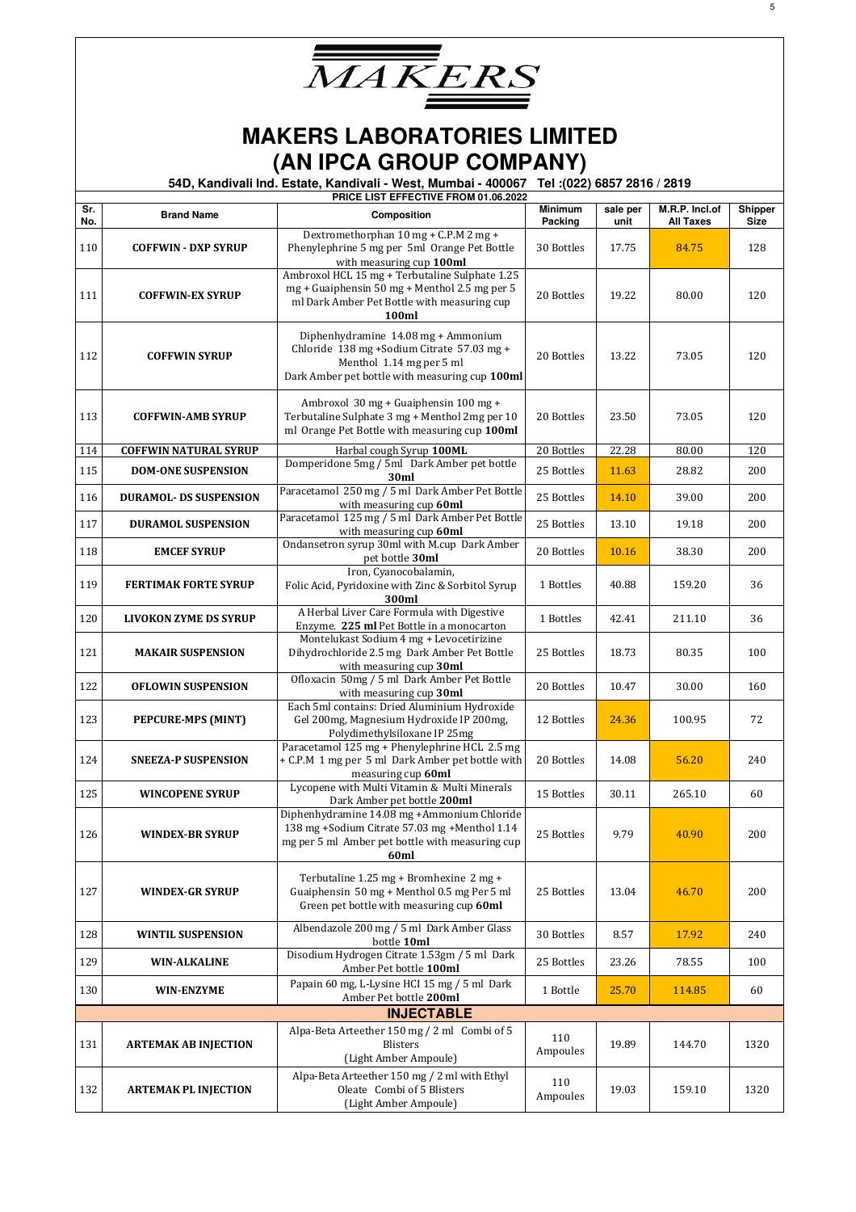# MAKERS

## MAKERS LABORATORIES LIMITED
## (AN IPCA GROUP COMPANY)

**54D, Kandivali Ind. Estate, Kandivali - West, Mumbai - 400067 Tel :(022) 6857 2816 / 2819**

**PRICE LIST EFFECTIVE FROM 01.06.2022**

| Sr. No. | Brand Name | Composition | Minimum Packing | sale per unit | M.R.P. Incl.of All Taxes | Shipper Size |
|---|---|---|---|---|---|---|
| 110 | **COFFWIN - DXP SYRUP** | Dextromethorphan 10 mg + C.P.M 2 mg + Phenylephrine 5 mg per 5ml Orange Pet Bottle with measuring cup **100ml** | 30 Bottles | 17.75 | 84.75 | 128 |
| 111 | **COFFWIN-EX SYRUP** | Ambroxol HCL 15 mg + Terbutaline Sulphate 1.25 mg + Guaiphensin 50 mg + Menthol 2.5 mg per 5 ml Dark Amber Pet Bottle with measuring cup **100ml** | 20 Bottles | 19.22 | 80.00 | 120 |
| 112 | **COFFWIN SYRUP** | Diphenhydramine 14.08 mg + Ammonium Chloride 138 mg +Sodium Citrate 57.03 mg + Menthol 1.14 mg per 5 ml Dark Amber pet bottle with measuring cup **100ml** | 20 Bottles | 13.22 | 73.05 | 120 |
| 113 | **COFFWIN-AMB SYRUP** | Ambroxol 30 mg + Guaiphensin 100 mg + Terbutaline Sulphate 3 mg + Menthol 2mg per 10 ml Orange Pet Bottle with measuring cup **100ml** | 20 Bottles | 23.50 | 73.05 | 120 |
| 114 | **COFFWIN NATURAL SYRUP** | Harbal cough Syrup **100ML** | 20 Bottles | 22.28 | 80.00 | 120 |
| 115 | **DOM-ONE SUSPENSION** | Domperidone 5mg / 5ml Dark Amber pet bottle **30ml** | 25 Bottles | 11.63 | 28.82 | 200 |
| 116 | **DURAMOL- DS SUSPENSION** | Paracetamol 250 mg / 5 ml Dark Amber Pet Bottle with measuring cup **60ml** | 25 Bottles | 14.10 | 39.00 | 200 |
| 117 | **DURAMOL SUSPENSION** | Paracetamol 125 mg / 5 ml Dark Amber Pet Bottle with measuring cup **60ml** | 25 Bottles | 13.10 | 19.18 | 200 |
| 118 | **EMCEF SYRUP** | Ondansetron syrup 30ml with M.cup Dark Amber pet bottle **30ml** | 20 Bottles | 10.16 | 38.30 | 200 |
| 119 | **FERTIMAK FORTE SYRUP** | Iron, Cyanocobalamin, Folic Acid, Pyridoxine with Zinc & Sorbitol Syrup **300ml** | 1 Bottles | 40.88 | 159.20 | 36 |
| 120 | **LIVOKON ZYME DS SYRUP** | A Herbal Liver Care Formula with Digestive Enzyme. **225 ml** Pet Bottle in a monocarton | 1 Bottles | 42.41 | 211.10 | 36 |
| 121 | **MAKAIR SUSPENSION** | Montelukast Sodium 4 mg + Levocetirizine Dihydrochloride 2.5 mg Dark Amber Pet Bottle with measuring cup **30ml** | 25 Bottles | 18.73 | 80.35 | 100 |
| 122 | **OFLOWIN SUSPENSION** | Ofloxacin 50mg / 5 ml Dark Amber Pet Bottle with measuring cup **30ml** | 20 Bottles | 10.47 | 30.00 | 160 |
| 123 | **PEPCURE-MPS (MINT)** | Each 5ml contains: Dried Aluminium Hydroxide Gel 200mg, Magnesium Hydroxide IP 200mg, Polydimethylsiloxane IP 25mg | 12 Bottles | 24.36 | 100.95 | 72 |
| 124 | **SNEEZA-P SUSPENSION** | Paracetamol 125 mg + Phenylephrine HCL 2.5 mg + C.P.M 1 mg per 5 ml Dark Amber pet bottle with measuring cup **60ml** | 20 Bottles | 14.08 | 56.20 | 240 |
| 125 | **WINCOPENE SYRUP** | Lycopene with Multi Vitamin & Multi Minerals Dark Amber pet bottle **200ml** | 15 Bottles | 30.11 | 265.10 | 60 |
| 126 | **WINDEX-BR SYRUP** | Diphenhydramine 14.08 mg +Ammonium Chloride 138 mg +Sodium Citrate 57.03 mg +Menthol 1.14 mg per 5 ml Amber pet bottle with measuring cup **60ml** | 25 Bottles | 9.79 | 40.90 | 200 |
| 127 | **WINDEX-GR SYRUP** | Terbutaline 1.25 mg + Bromhexine 2 mg + Guaiphensin 50 mg + Menthol 0.5 mg Per 5 ml Green pet bottle with measuring cup **60ml** | 25 Bottles | 13.04 | 46.70 | 200 |
| 128 | **WINTIL SUSPENSION** | Albendazole 200 mg / 5 ml Dark Amber Glass bottle **10ml** | 30 Bottles | 8.57 | 17.92 | 240 |
| 129 | **WIN-ALKALINE** | Disodium Hydrogen Citrate 1.53gm / 5 ml Dark Amber Pet bottle **100ml** | 25 Bottles | 23.26 | 78.55 | 100 |
| 130 | **WIN-ENZYME** | Papain 60 mg, L-Lysine HCI 15 mg / 5 ml Dark Amber Pet bottle **200ml** | 1 Bottle | 25.70 | 114.85 | 60 |
| | | **INJECTABLE** | | | | |
| 131 | **ARTEMAK AB INJECTION** | Alpa-Beta Arteether 150 mg / 2 ml Combi of 5 Blisters (Light Amber Ampoule) | 110 Ampoules | 19.89 | 144.70 | 1320 |
| 132 | **ARTEMAK PL INJECTION** | Alpa-Beta Arteether 150 mg / 2 ml with Ethyl Oleate Combi of 5 Blisters (Light Amber Ampoule) | 110 Ampoules | 19.03 | 159.10 | 1320 |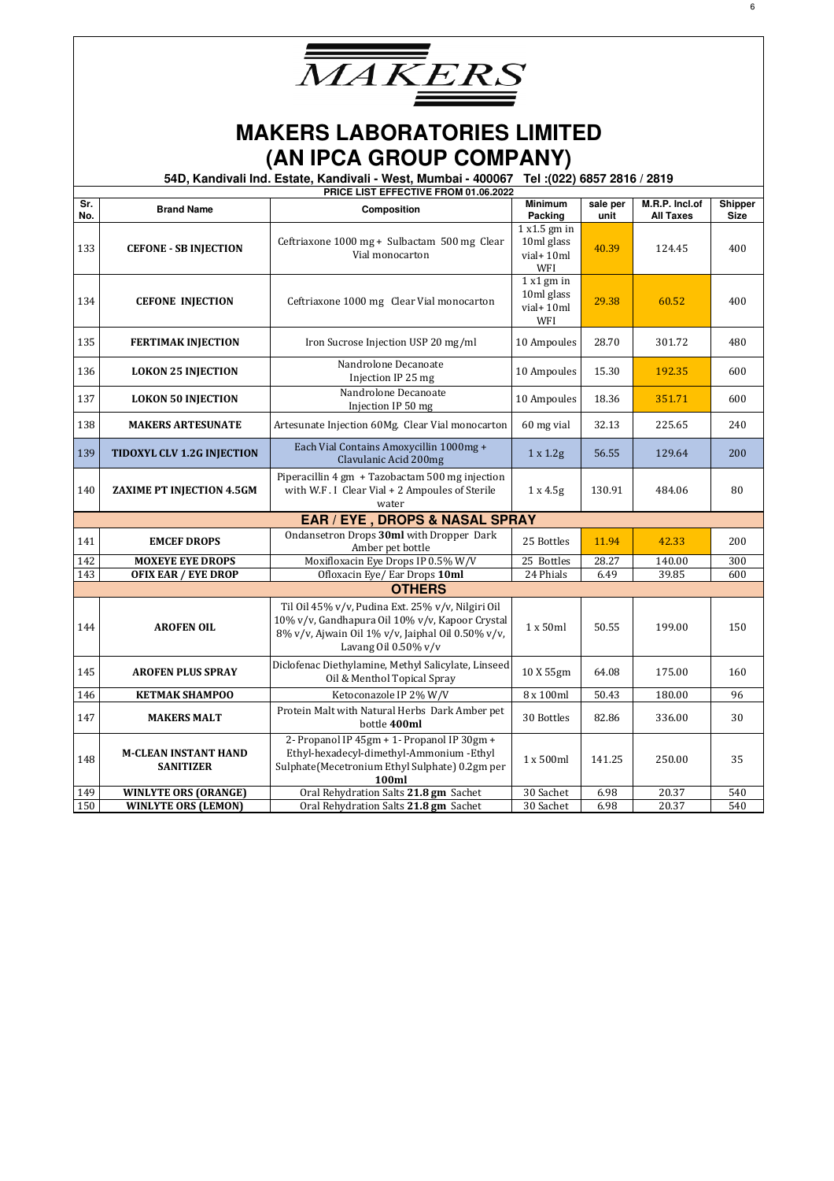# MAKERS

# MAKERS LABORATORIES LIMITED
# (AN IPCA GROUP COMPANY)

**54D, Kandivali Ind. Estate, Kandivali - West, Mumbai - 400067 Tel :(022) 6857 2816 / 2819**

**PRICE LIST EFFECTIVE FROM 01.06.2022**

| Sr. No. | Brand Name | Composition | Minimum Packing | sale per unit | M.R.P. Incl.of All Taxes | Shipper Size |
|---|---|---|---|---|---|---|
| 133 | CEFONE - SB INJECTION | Ceftriaxone 1000 mg + Sulbactam 500 mg Clear Vial monocarton | 1 x1.5 gm in 10ml glass vial+ 10ml WFI | 40.39 | 124.45 | 400 |
| 134 | CEFONE INJECTION | Ceftriaxone 1000 mg Clear Vial monocarton | 1 x1 gm in 10ml glass vial+ 10ml WFI | 29.38 | 60.52 | 400 |
| 135 | FERTIMAK INJECTION | Iron Sucrose Injection USP 20 mg/ml | 10 Ampoules | 28.70 | 301.72 | 480 |
| 136 | LOKON 25 INJECTION | Nandrolone Decanoate Injection IP 25 mg | 10 Ampoules | 15.30 | 192.35 | 600 |
| 137 | LOKON 50 INJECTION | Nandrolone Decanoate Injection IP 50 mg | 10 Ampoules | 18.36 | 351.71 | 600 |
| 138 | MAKERS ARTESUNATE | Artesunate Injection 60Mg. Clear Vial monocarton | 60 mg vial | 32.13 | 225.65 | 240 |
| 139 | TIDOXYL CLV 1.2G INJECTION | Each Vial Contains Amoxycillin 1000mg + Clavulanic Acid 200mg | 1 x 1.2g | 56.55 | 129.64 | 200 |
| 140 | ZAXIME PT INJECTION 4.5GM | Piperacillin 4 gm + Tazobactam 500 mg injection with W.F . I Clear Vial + 2 Ampoules of Sterile water | 1 x 4.5g | 130.91 | 484.06 | 80 |
| | **EAR / EYE , DROPS & NASAL SPRAY** | | | | | |
| 141 | EMCEF DROPS | Ondansetron Drops **30ml** with Dropper Dark Amber pet bottle | 25 Bottles | 11.94 | 42.33 | 200 |
| 142 | MOXEYE EYE DROPS | Moxifloxacin Eye Drops IP 0.5% W/V | 25 Bottles | 28.27 | 140.00 | 300 |
| 143 | OFIX EAR / EYE DROP | Ofloxacin Eye/ Ear Drops **10ml** | 24 Phials | 6.49 | 39.85 | 600 |
| | **OTHERS** | | | | | |
| 144 | AROFEN OIL | Til Oil 45% v/v, Pudina Ext. 25% v/v, Nilgiri Oil 10% v/v, Gandhapura Oil 10% v/v, Kapoor Crystal 8% v/v, Ajwain Oil 1% v/v, Jaiphal Oil 0.50% v/v, Lavang Oil 0.50% v/v | 1 x 50ml | 50.55 | 199.00 | 150 |
| 145 | AROFEN PLUS SPRAY | Diclofenac Diethylamine, Methyl Salicylate, Linseed Oil & Menthol Topical Spray | 10 X 55gm | 64.08 | 175.00 | 160 |
| 146 | KETMAK SHAMPOO | Ketoconazole IP 2% W/V | 8 x 100ml | 50.43 | 180.00 | 96 |
| 147 | MAKERS MALT | Protein Malt with Natural Herbs Dark Amber pet bottle **400ml** | 30 Bottles | 82.86 | 336.00 | 30 |
| 148 | M-CLEAN INSTANT HAND SANITIZER | 2- Propanol IP 45gm + 1- Propanol IP 30gm + Ethyl-hexadecyl-dimethyl-Ammonium -Ethyl Sulphate(Mecetronium Ethyl Sulphate) 0.2gm per **100ml** | 1 x 500ml | 141.25 | 250.00 | 35 |
| 149 | WINLYTE ORS (ORANGE) | Oral Rehydration Salts **21.8 gm** Sachet | 30 Sachet | 6.98 | 20.37 | 540 |
| 150 | WINLYTE ORS (LEMON) | Oral Rehydration Salts **21.8 gm** Sachet | 30 Sachet | 6.98 | 20.37 | 540 |